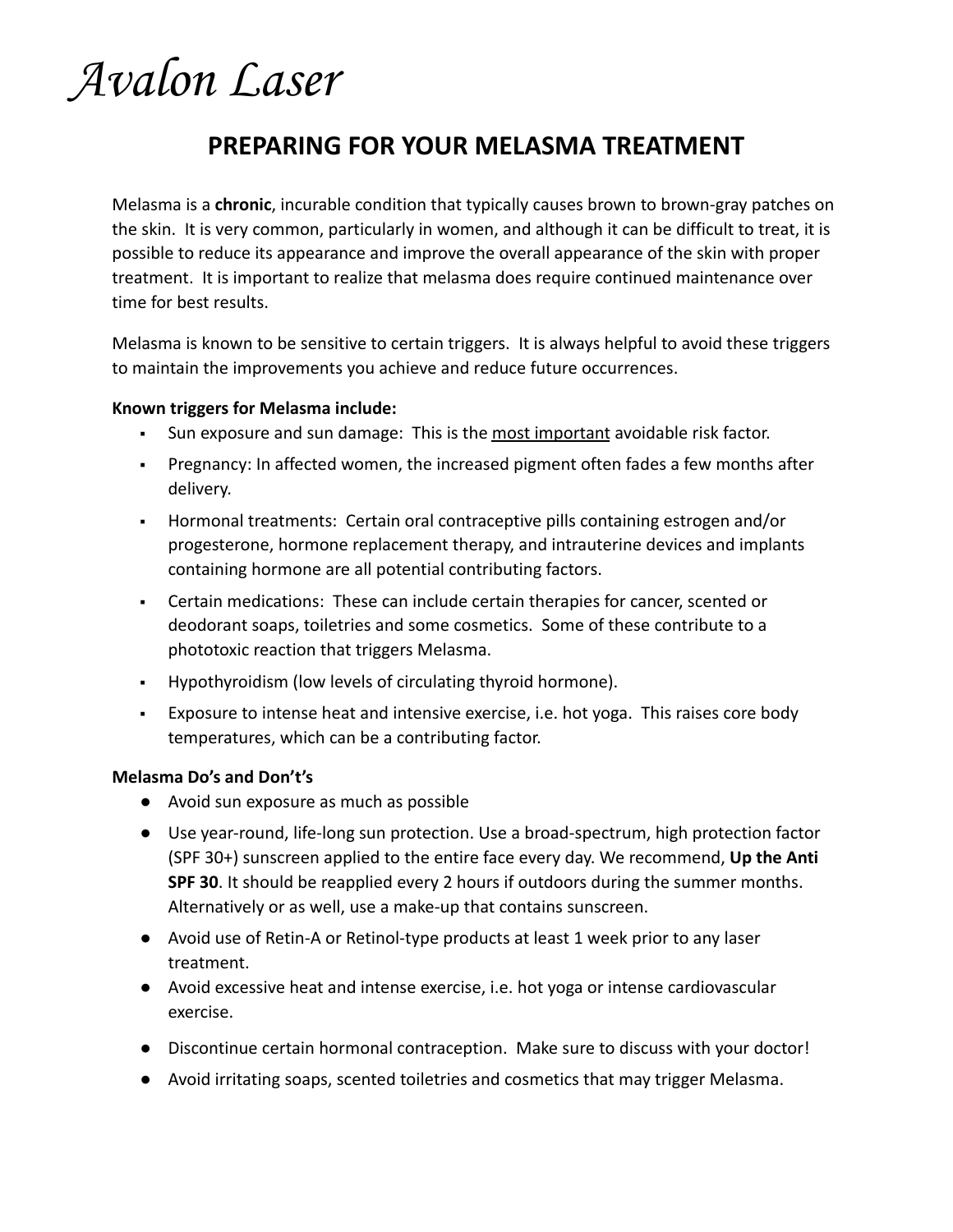*Avalon Laser*

# PREPARING FOR YOUR MELASMA TREATMENT

Melasma is a **chronic**, incurable condition that typically causes brown to brown-gray patches on the skin. It is very common, particularly in women, and although it can be difficult to treat, it is possible to reduce its appearance and improve the overall appearance of the skin with proper treatment. It is important to realize that melasma does require continued maintenance over time for best results.

Melasma is known to be sensitive to certain triggers. It is always helpful to avoid these triggers to maintain the improvements you achieve and reduce future occurrences.

**Known triggers for Melasma include:**

- Sun exposure and sun damage: This is the <u>most important</u> avoidable risk factor.
- Pregnancy: In affected women, the increased pigment often fades a few months after delivery.
- Hormonal treatments: Certain oral contraceptive pills containing estrogen and/or progesterone, hormone replacement therapy, and intrauterine devices and implants containing hormone are all potential contributing factors.
- Certain medications: These can include certain therapies for cancer, scented or deodorant soaps, toiletries and some cosmetics. Some of these contribute to a phototoxic reaction that triggers Melasma.
- Hypothyroidism (low levels of circulating thyroid hormone).
- Exposure to intense heat and intensive exercise, i.e. hot yoga. This raises core body temperatures, which can be a contributing factor.

**Melasma Do's and Don't's**

- Avoid sun exposure as much as possible
- Use year-round, life-long sun protection. Use a broad-spectrum, high protection factor (SPF 30+) sunscreen applied to the entire face every day. We recommend, **Up the Anti SPF 30**. It should be reapplied every 2 hours if outdoors during the summer months. Alternatively or as well, use a make-up that contains sunscreen.
- Avoid use of Retin-A or Retinol-type products at least 1 week prior to any laser treatment.
- Avoid excessive heat and intense exercise, i.e. hot yoga or intense cardiovascular exercise.
- Discontinue certain hormonal contraception. Make sure to discuss with your doctor!
- Avoid irritating soaps, scented toiletries and cosmetics that may trigger Melasma.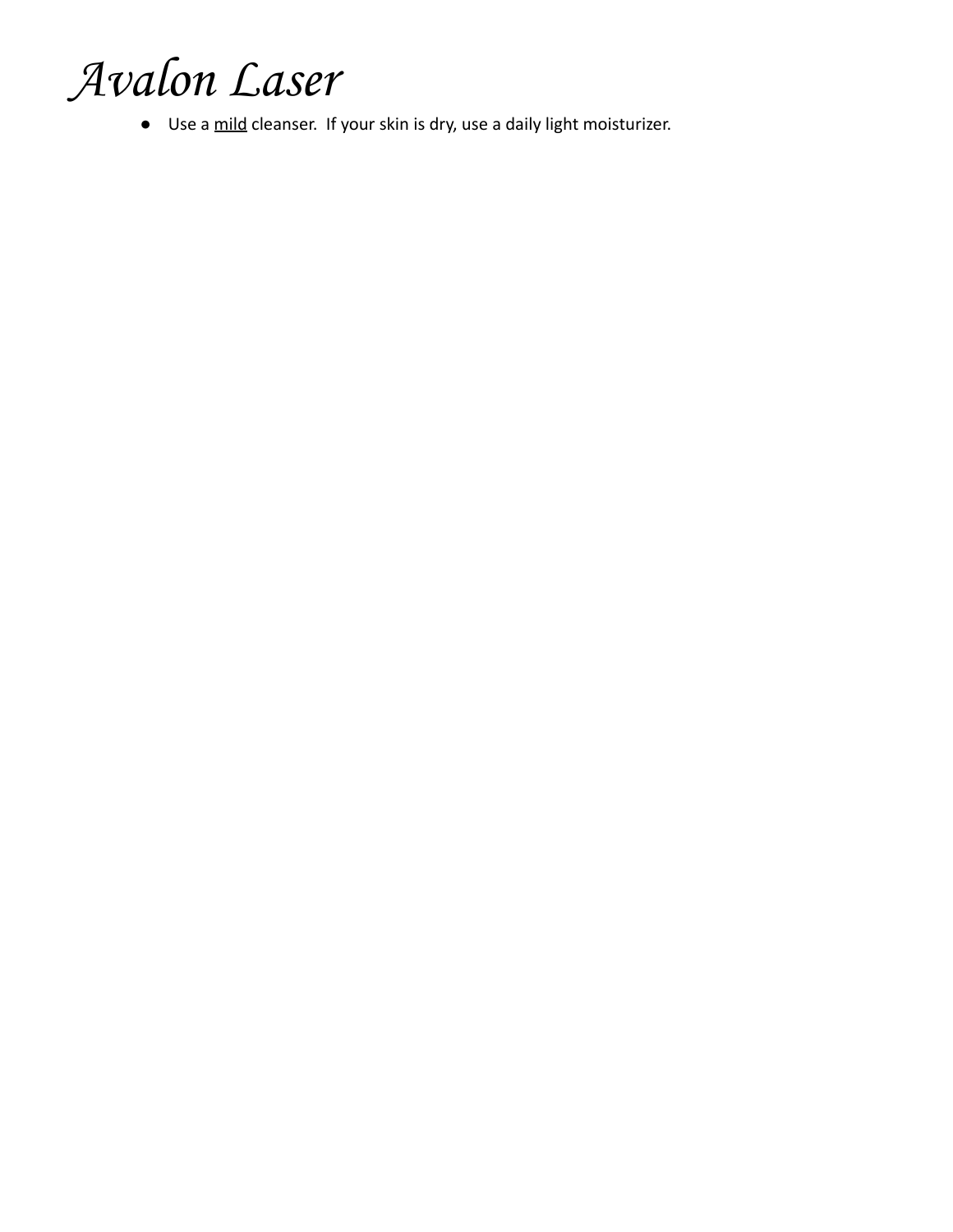- Use a <u>mild</u> cleanser. If your skin is dry, use a daily light moisturizer.